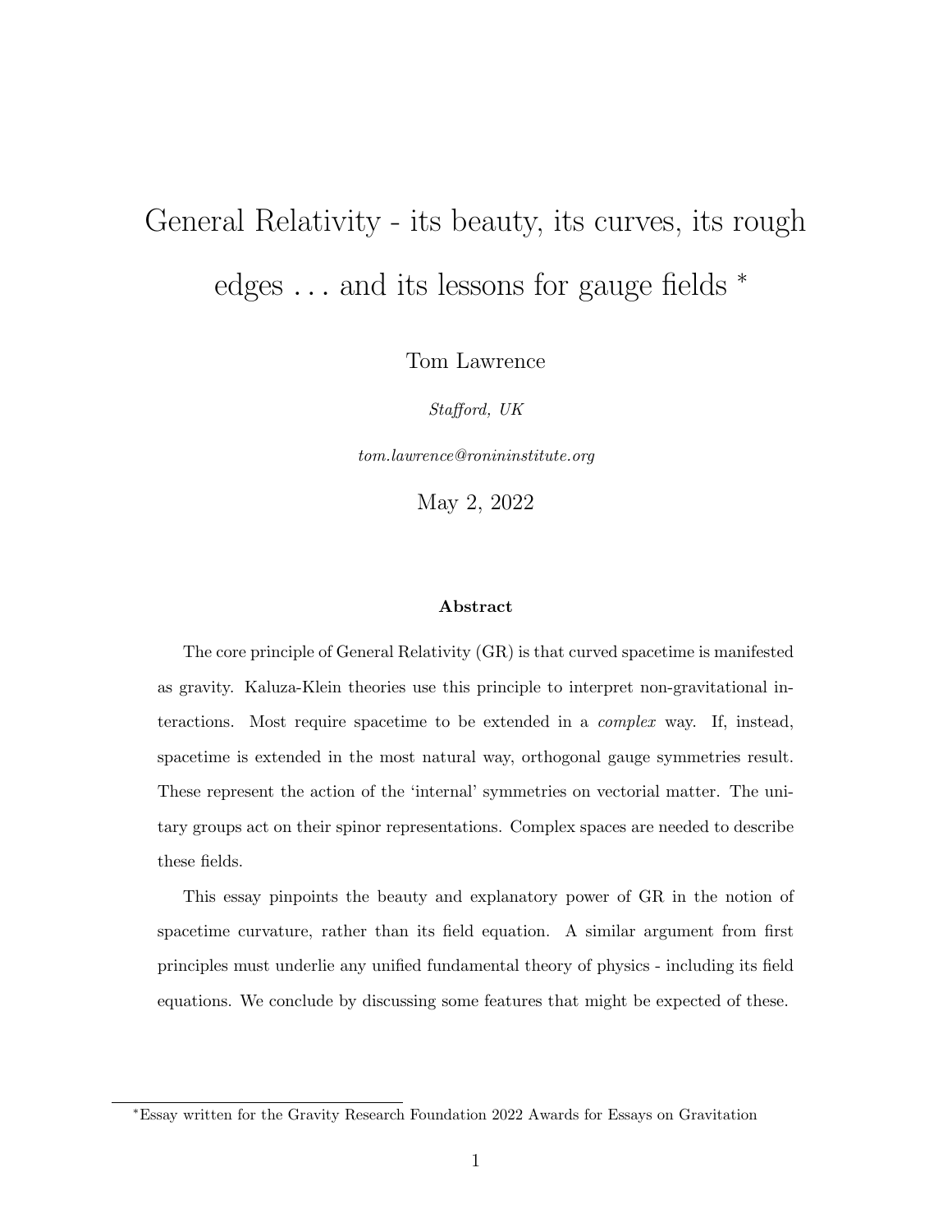# General Relativity - its beauty, its curves, its rough edges . . . and its lessons for gauge fields *

Tom Lawrence

*Stafford, UK*

*tom.lawrence@ronininstitute.org*

May 2, 2022

**Abstract**

The core principle of General Relativity (GR) is that curved spacetime is manifested as gravity. Kaluza-Klein theories use this principle to interpret non-gravitational interactions. Most require spacetime to be extended in a *complex* way. If, instead, spacetime is extended in the most natural way, orthogonal gauge symmetries result. These represent the action of the 'internal' symmetries on vectorial matter. The unitary groups act on their spinor representations. Complex spaces are needed to describe these fields.

This essay pinpoints the beauty and explanatory power of GR in the notion of spacetime curvature, rather than its field equation. A similar argument from first principles must underlie any unified fundamental theory of physics - including its field equations. We conclude by discussing some features that might be expected of these.

*Essay written for the Gravity Research Foundation 2022 Awards for Essays on Gravitation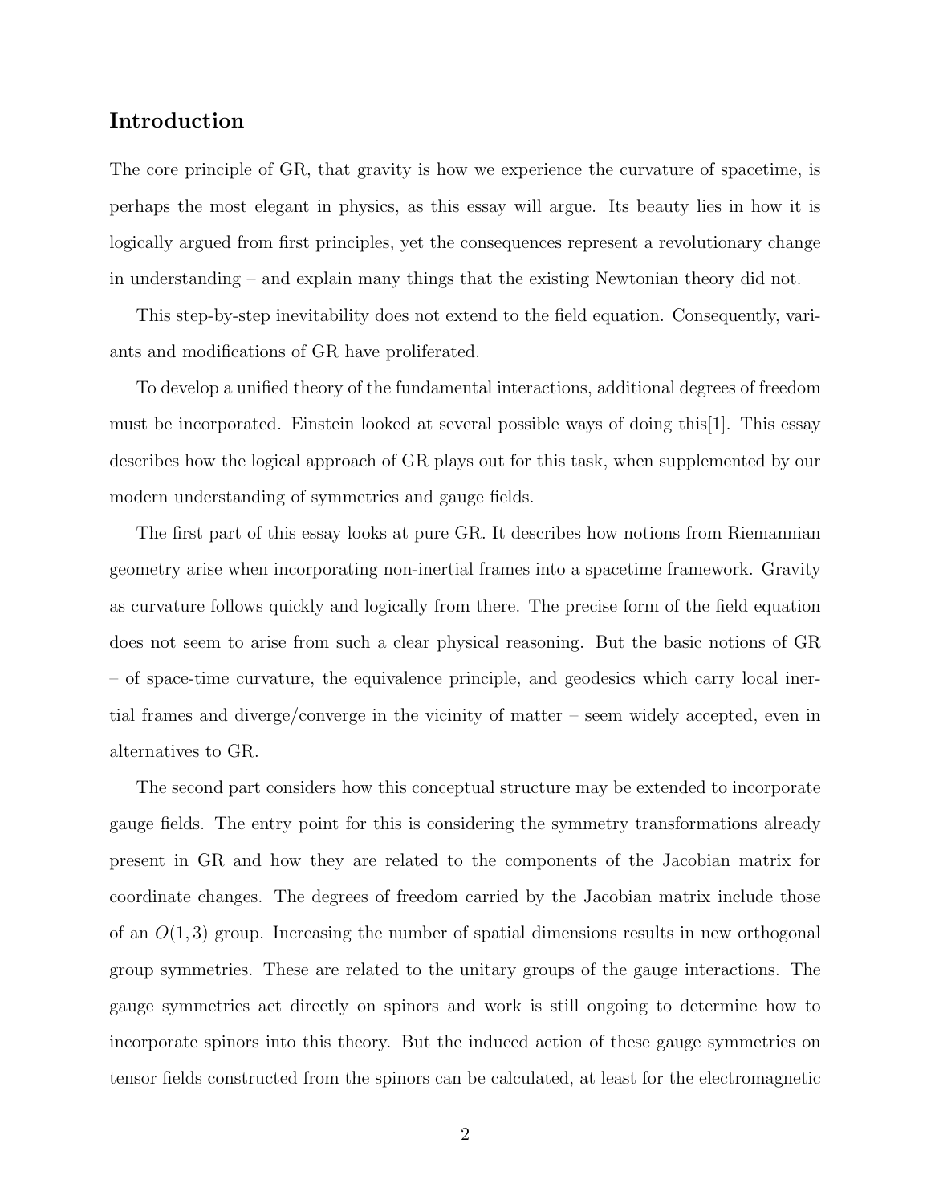## Introduction

The core principle of GR, that gravity is how we experience the curvature of spacetime, is perhaps the most elegant in physics, as this essay will argue. Its beauty lies in how it is logically argued from first principles, yet the consequences represent a revolutionary change in understanding – and explain many things that the existing Newtonian theory did not.

This step-by-step inevitability does not extend to the field equation. Consequently, variants and modifications of GR have proliferated.

To develop a unified theory of the fundamental interactions, additional degrees of freedom must be incorporated. Einstein looked at several possible ways of doing this[1]. This essay describes how the logical approach of GR plays out for this task, when supplemented by our modern understanding of symmetries and gauge fields.

The first part of this essay looks at pure GR. It describes how notions from Riemannian geometry arise when incorporating non-inertial frames into a spacetime framework. Gravity as curvature follows quickly and logically from there. The precise form of the field equation does not seem to arise from such a clear physical reasoning. But the basic notions of GR – of space-time curvature, the equivalence principle, and geodesics which carry local inertial frames and diverge/converge in the vicinity of matter – seem widely accepted, even in alternatives to GR.

The second part considers how this conceptual structure may be extended to incorporate gauge fields. The entry point for this is considering the symmetry transformations already present in GR and how they are related to the components of the Jacobian matrix for coordinate changes. The degrees of freedom carried by the Jacobian matrix include those of an $O(1,3)$ group. Increasing the number of spatial dimensions results in new orthogonal group symmetries. These are related to the unitary groups of the gauge interactions. The gauge symmetries act directly on spinors and work is still ongoing to determine how to incorporate spinors into this theory. But the induced action of these gauge symmetries on tensor fields constructed from the spinors can be calculated, at least for the electromagnetic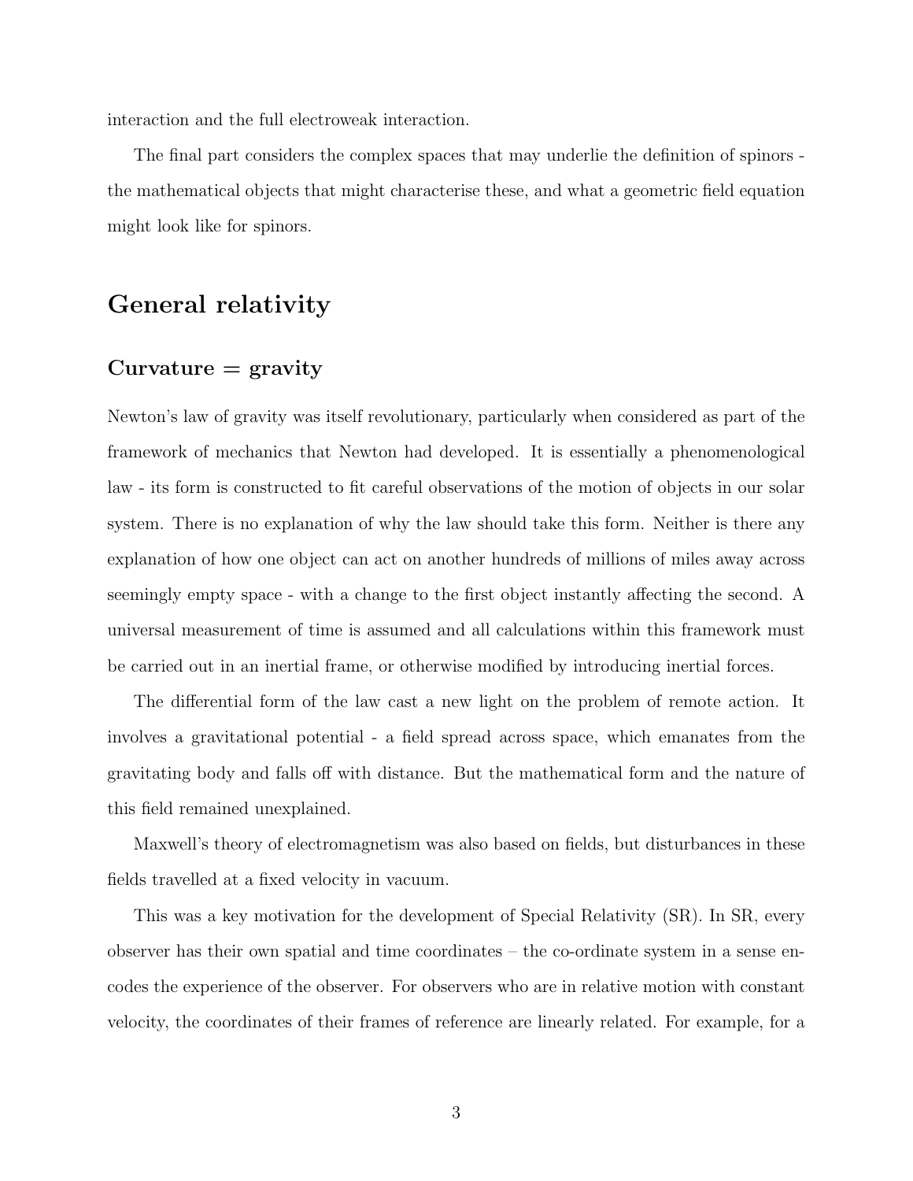interaction and the full electroweak interaction.

The final part considers the complex spaces that may underlie the definition of spinors - the mathematical objects that might characterise these, and what a geometric field equation might look like for spinors.

# General relativity

## Curvature = gravity

Newton's law of gravity was itself revolutionary, particularly when considered as part of the framework of mechanics that Newton had developed. It is essentially a phenomenological law - its form is constructed to fit careful observations of the motion of objects in our solar system. There is no explanation of why the law should take this form. Neither is there any explanation of how one object can act on another hundreds of millions of miles away across seemingly empty space - with a change to the first object instantly affecting the second. A universal measurement of time is assumed and all calculations within this framework must be carried out in an inertial frame, or otherwise modified by introducing inertial forces.

The differential form of the law cast a new light on the problem of remote action. It involves a gravitational potential - a field spread across space, which emanates from the gravitating body and falls off with distance. But the mathematical form and the nature of this field remained unexplained.

Maxwell's theory of electromagnetism was also based on fields, but disturbances in these fields travelled at a fixed velocity in vacuum.

This was a key motivation for the development of Special Relativity (SR). In SR, every observer has their own spatial and time coordinates – the co-ordinate system in a sense encodes the experience of the observer. For observers who are in relative motion with constant velocity, the coordinates of their frames of reference are linearly related. For example, for a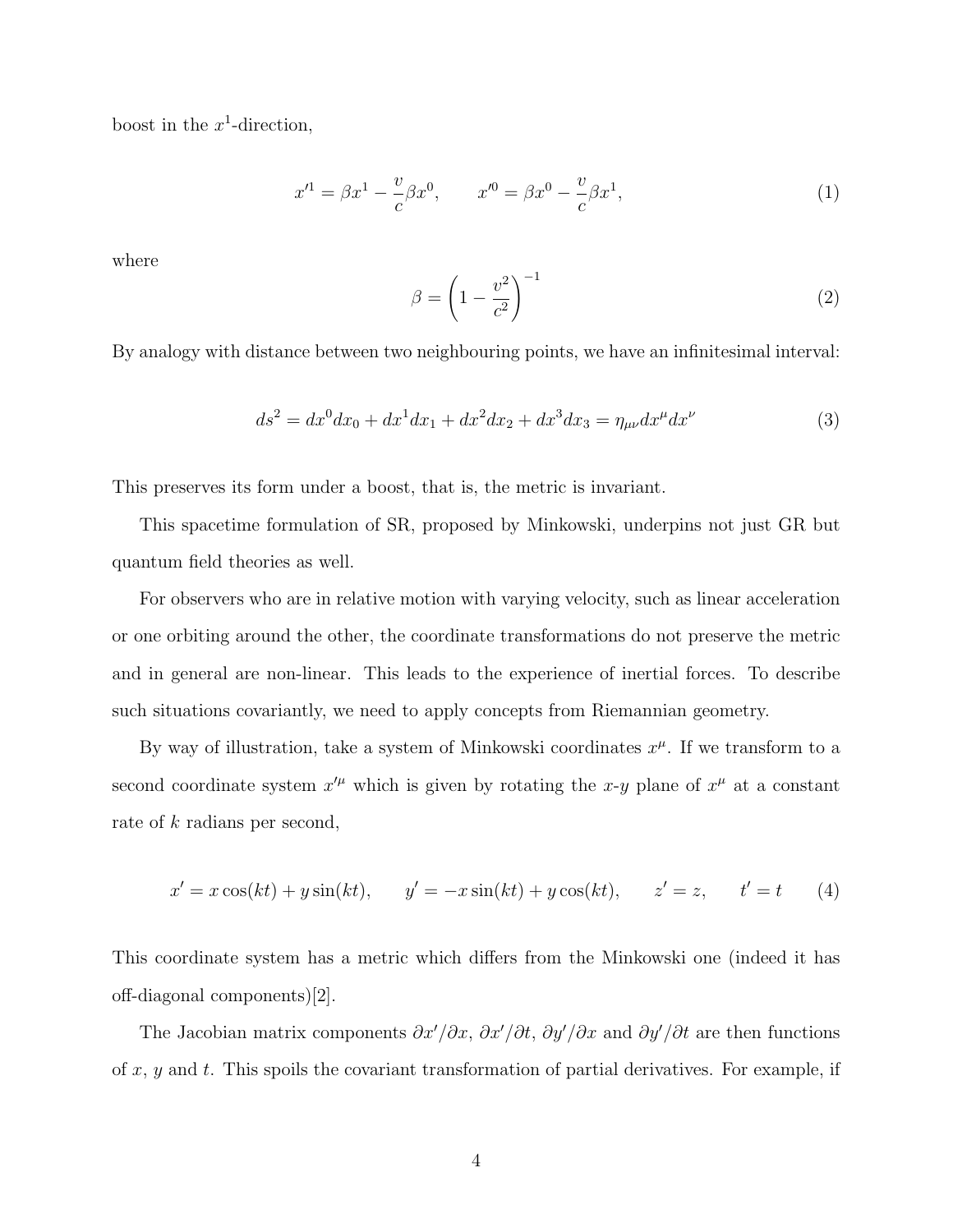boost in the $x^1$-direction,

$$x'^1 = \beta x^1 - \frac{v}{c}\beta x^0, \qquad x'^0 = \beta x^0 - \frac{v}{c}\beta x^1, \tag{1}$$

where

$$\beta = \left(1 - \frac{v^2}{c^2}\right)^{-1} \tag{2}$$

By analogy with distance between two neighbouring points, we have an infinitesimal interval:

$$ds^2 = dx^0 dx_0 + dx^1 dx_1 + dx^2 dx_2 + dx^3 dx_3 = \eta_{\mu\nu} dx^\mu dx^\nu \tag{3}$$

This preserves its form under a boost, that is, the metric is invariant.

This spacetime formulation of SR, proposed by Minkowski, underpins not just GR but quantum field theories as well.

For observers who are in relative motion with varying velocity, such as linear acceleration or one orbiting around the other, the coordinate transformations do not preserve the metric and in general are non-linear. This leads to the experience of inertial forces. To describe such situations covariantly, we need to apply concepts from Riemannian geometry.

By way of illustration, take a system of Minkowski coordinates $x^\mu$. If we transform to a second coordinate system $x'^\mu$ which is given by rotating the $x$-$y$ plane of $x^\mu$ at a constant rate of $k$ radians per second,

$$x' = x\cos(kt) + y\sin(kt), \qquad y' = -x\sin(kt) + y\cos(kt), \qquad z' = z, \qquad t' = t \tag{4}$$

This coordinate system has a metric which differs from the Minkowski one (indeed it has off-diagonal components)[2].

The Jacobian matrix components $\partial x'/\partial x$, $\partial x'/\partial t$, $\partial y'/\partial x$ and $\partial y'/\partial t$ are then functions of $x$, $y$ and $t$. This spoils the covariant transformation of partial derivatives. For example, if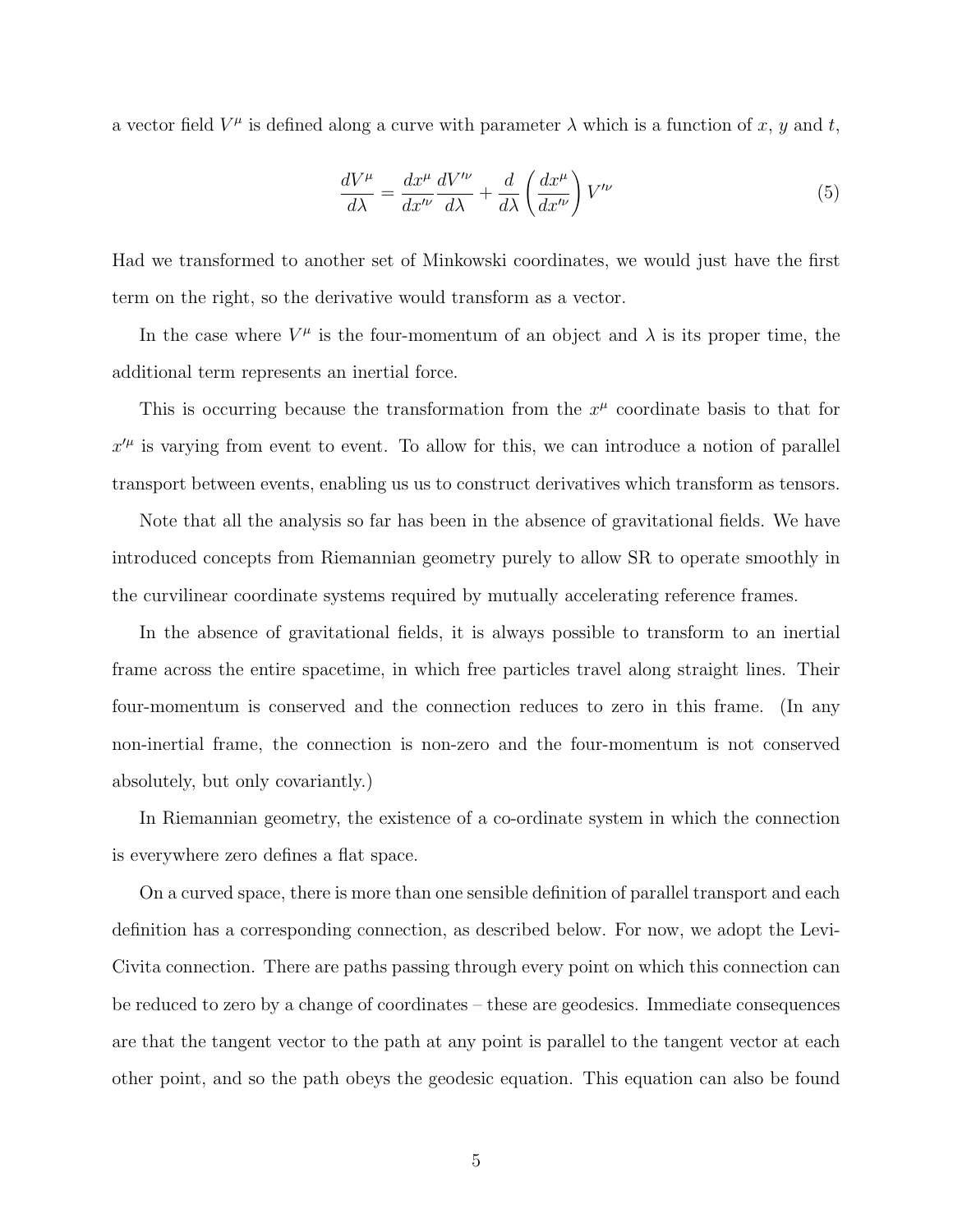a vector field $V^\mu$ is defined along a curve with parameter $\lambda$ which is a function of $x$, $y$ and $t$,

$$\frac{dV^\mu}{d\lambda} = \frac{dx^\mu}{dx'^\nu}\frac{dV'^\nu}{d\lambda} + \frac{d}{d\lambda}\left(\frac{dx^\mu}{dx'^\nu}\right)V'^\nu \tag{5}$$

Had we transformed to another set of Minkowski coordinates, we would just have the first term on the right, so the derivative would transform as a vector.

In the case where $V^\mu$ is the four-momentum of an object and $\lambda$ is its proper time, the additional term represents an inertial force.

This is occurring because the transformation from the $x^\mu$ coordinate basis to that for $x'^\mu$ is varying from event to event. To allow for this, we can introduce a notion of parallel transport between events, enabling us us to construct derivatives which transform as tensors.

Note that all the analysis so far has been in the absence of gravitational fields. We have introduced concepts from Riemannian geometry purely to allow SR to operate smoothly in the curvilinear coordinate systems required by mutually accelerating reference frames.

In the absence of gravitational fields, it is always possible to transform to an inertial frame across the entire spacetime, in which free particles travel along straight lines. Their four-momentum is conserved and the connection reduces to zero in this frame. (In any non-inertial frame, the connection is non-zero and the four-momentum is not conserved absolutely, but only covariantly.)

In Riemannian geometry, the existence of a co-ordinate system in which the connection is everywhere zero defines a flat space.

On a curved space, there is more than one sensible definition of parallel transport and each definition has a corresponding connection, as described below. For now, we adopt the Levi-Civita connection. There are paths passing through every point on which this connection can be reduced to zero by a change of coordinates – these are geodesics. Immediate consequences are that the tangent vector to the path at any point is parallel to the tangent vector at each other point, and so the path obeys the geodesic equation. This equation can also be found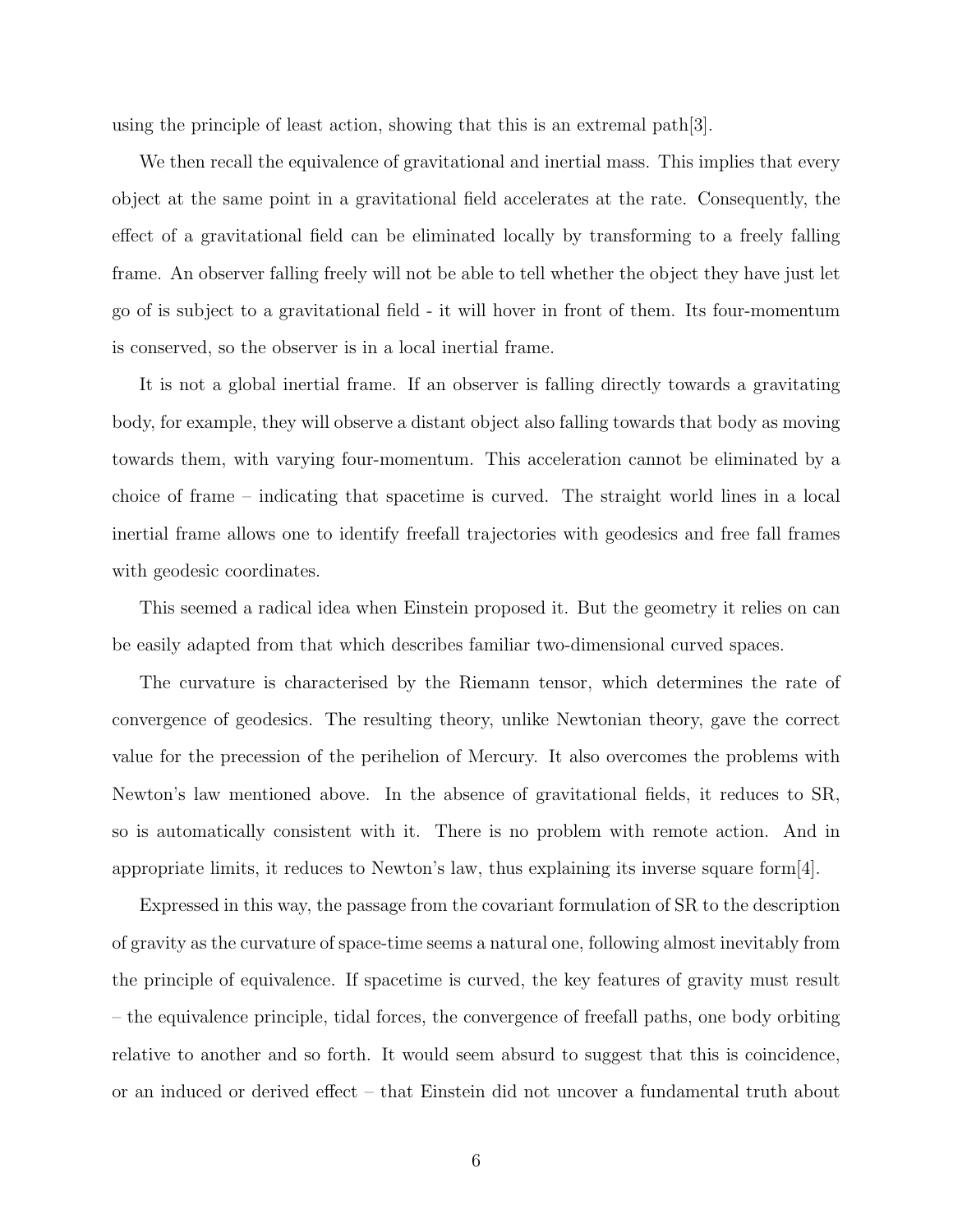using the principle of least action, showing that this is an extremal path[3].

We then recall the equivalence of gravitational and inertial mass. This implies that every object at the same point in a gravitational field accelerates at the rate. Consequently, the effect of a gravitational field can be eliminated locally by transforming to a freely falling frame. An observer falling freely will not be able to tell whether the object they have just let go of is subject to a gravitational field - it will hover in front of them. Its four-momentum is conserved, so the observer is in a local inertial frame.

It is not a global inertial frame. If an observer is falling directly towards a gravitating body, for example, they will observe a distant object also falling towards that body as moving towards them, with varying four-momentum. This acceleration cannot be eliminated by a choice of frame – indicating that spacetime is curved. The straight world lines in a local inertial frame allows one to identify freefall trajectories with geodesics and free fall frames with geodesic coordinates.

This seemed a radical idea when Einstein proposed it. But the geometry it relies on can be easily adapted from that which describes familiar two-dimensional curved spaces.

The curvature is characterised by the Riemann tensor, which determines the rate of convergence of geodesics. The resulting theory, unlike Newtonian theory, gave the correct value for the precession of the perihelion of Mercury. It also overcomes the problems with Newton's law mentioned above. In the absence of gravitational fields, it reduces to SR, so is automatically consistent with it. There is no problem with remote action. And in appropriate limits, it reduces to Newton's law, thus explaining its inverse square form[4].

Expressed in this way, the passage from the covariant formulation of SR to the description of gravity as the curvature of space-time seems a natural one, following almost inevitably from the principle of equivalence. If spacetime is curved, the key features of gravity must result – the equivalence principle, tidal forces, the convergence of freefall paths, one body orbiting relative to another and so forth. It would seem absurd to suggest that this is coincidence, or an induced or derived effect – that Einstein did not uncover a fundamental truth about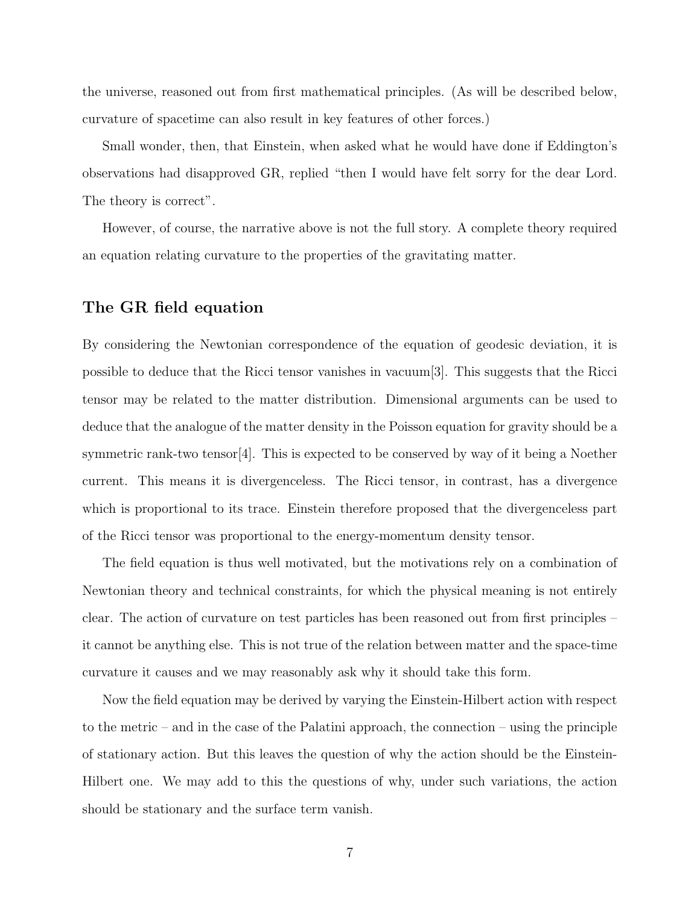the universe, reasoned out from first mathematical principles. (As will be described below, curvature of spacetime can also result in key features of other forces.)

Small wonder, then, that Einstein, when asked what he would have done if Eddington's observations had disapproved GR, replied "then I would have felt sorry for the dear Lord. The theory is correct".

However, of course, the narrative above is not the full story. A complete theory required an equation relating curvature to the properties of the gravitating matter.

## The GR field equation

By considering the Newtonian correspondence of the equation of geodesic deviation, it is possible to deduce that the Ricci tensor vanishes in vacuum[3]. This suggests that the Ricci tensor may be related to the matter distribution. Dimensional arguments can be used to deduce that the analogue of the matter density in the Poisson equation for gravity should be a symmetric rank-two tensor[4]. This is expected to be conserved by way of it being a Noether current. This means it is divergenceless. The Ricci tensor, in contrast, has a divergence which is proportional to its trace. Einstein therefore proposed that the divergenceless part of the Ricci tensor was proportional to the energy-momentum density tensor.

The field equation is thus well motivated, but the motivations rely on a combination of Newtonian theory and technical constraints, for which the physical meaning is not entirely clear. The action of curvature on test particles has been reasoned out from first principles – it cannot be anything else. This is not true of the relation between matter and the space-time curvature it causes and we may reasonably ask why it should take this form.

Now the field equation may be derived by varying the Einstein-Hilbert action with respect to the metric – and in the case of the Palatini approach, the connection – using the principle of stationary action. But this leaves the question of why the action should be the Einstein-Hilbert one. We may add to this the questions of why, under such variations, the action should be stationary and the surface term vanish.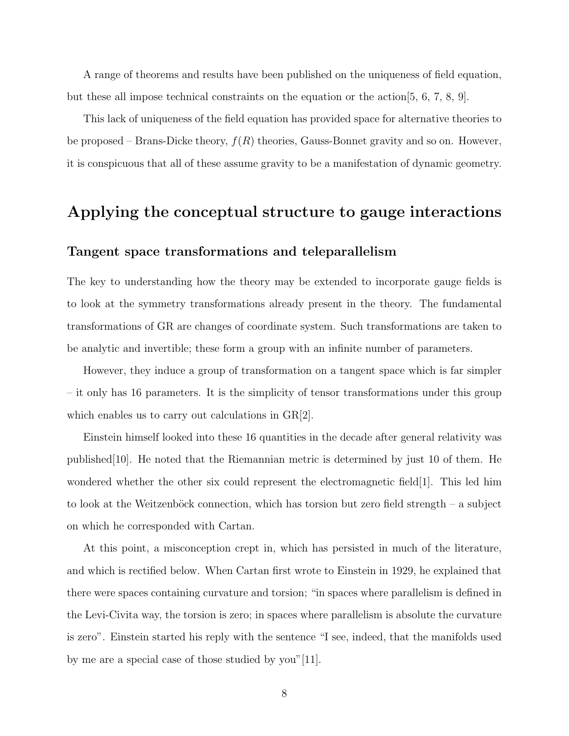A range of theorems and results have been published on the uniqueness of field equation, but these all impose technical constraints on the equation or the action[5, 6, 7, 8, 9].

This lack of uniqueness of the field equation has provided space for alternative theories to be proposed – Brans-Dicke theory, $f(R)$ theories, Gauss-Bonnet gravity and so on. However, it is conspicuous that all of these assume gravity to be a manifestation of dynamic geometry.

## Applying the conceptual structure to gauge interactions

### Tangent space transformations and teleparallelism

The key to understanding how the theory may be extended to incorporate gauge fields is to look at the symmetry transformations already present in the theory. The fundamental transformations of GR are changes of coordinate system. Such transformations are taken to be analytic and invertible; these form a group with an infinite number of parameters.

However, they induce a group of transformation on a tangent space which is far simpler – it only has 16 parameters. It is the simplicity of tensor transformations under this group which enables us to carry out calculations in GR[2].

Einstein himself looked into these 16 quantities in the decade after general relativity was published[10]. He noted that the Riemannian metric is determined by just 10 of them. He wondered whether the other six could represent the electromagnetic field[1]. This led him to look at the Weitzenböck connection, which has torsion but zero field strength – a subject on which he corresponded with Cartan.

At this point, a misconception crept in, which has persisted in much of the literature, and which is rectified below. When Cartan first wrote to Einstein in 1929, he explained that there were spaces containing curvature and torsion; "in spaces where parallelism is defined in the Levi-Civita way, the torsion is zero; in spaces where parallelism is absolute the curvature is zero". Einstein started his reply with the sentence "I see, indeed, that the manifolds used by me are a special case of those studied by you"[11].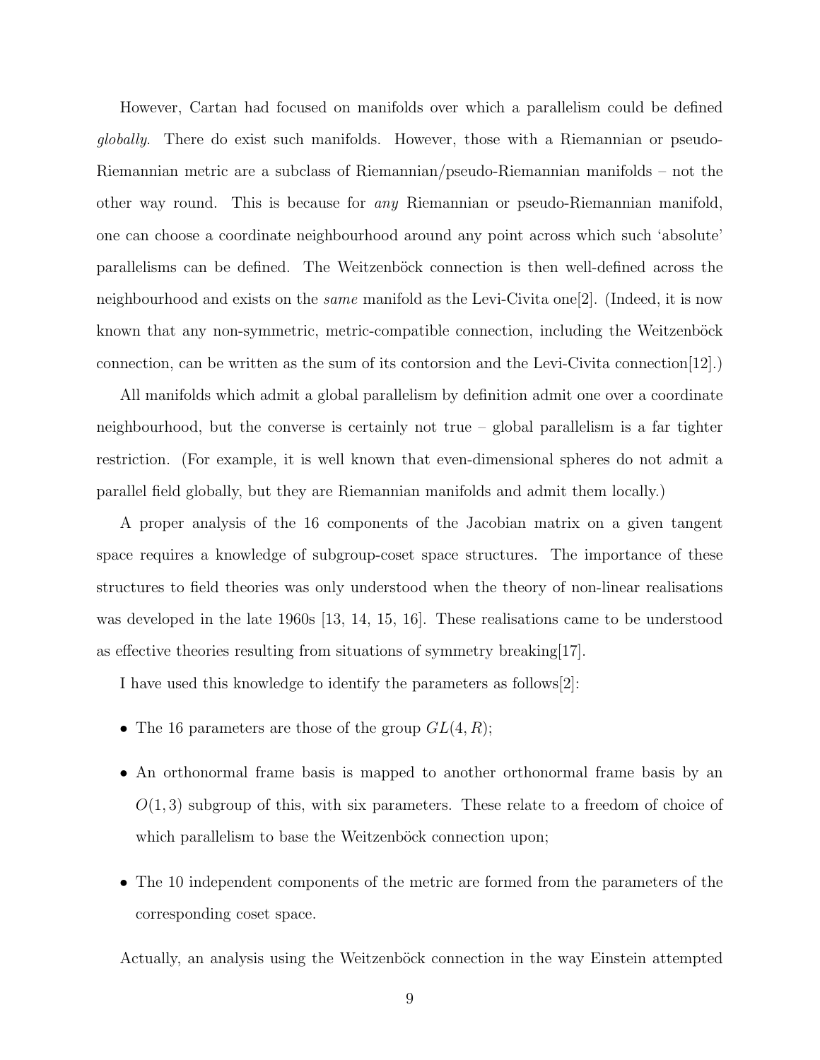However, Cartan had focused on manifolds over which a parallelism could be defined *globally*. There do exist such manifolds. However, those with a Riemannian or pseudo-Riemannian metric are a subclass of Riemannian/pseudo-Riemannian manifolds – not the other way round. This is because for *any* Riemannian or pseudo-Riemannian manifold, one can choose a coordinate neighbourhood around any point across which such 'absolute' parallelisms can be defined. The Weitzenböck connection is then well-defined across the neighbourhood and exists on the *same* manifold as the Levi-Civita one[2]. (Indeed, it is now known that any non-symmetric, metric-compatible connection, including the Weitzenböck connection, can be written as the sum of its contorsion and the Levi-Civita connection[12].)

All manifolds which admit a global parallelism by definition admit one over a coordinate neighbourhood, but the converse is certainly not true – global parallelism is a far tighter restriction. (For example, it is well known that even-dimensional spheres do not admit a parallel field globally, but they are Riemannian manifolds and admit them locally.)

A proper analysis of the 16 components of the Jacobian matrix on a given tangent space requires a knowledge of subgroup-coset space structures. The importance of these structures to field theories was only understood when the theory of non-linear realisations was developed in the late 1960s [13, 14, 15, 16]. These realisations came to be understood as effective theories resulting from situations of symmetry breaking[17].

I have used this knowledge to identify the parameters as follows[2]:

- The 16 parameters are those of the group $GL(4, R)$;
- An orthonormal frame basis is mapped to another orthonormal frame basis by an $O(1, 3)$ subgroup of this, with six parameters. These relate to a freedom of choice of which parallelism to base the Weitzenböck connection upon;
- The 10 independent components of the metric are formed from the parameters of the corresponding coset space.

Actually, an analysis using the Weitzenböck connection in the way Einstein attempted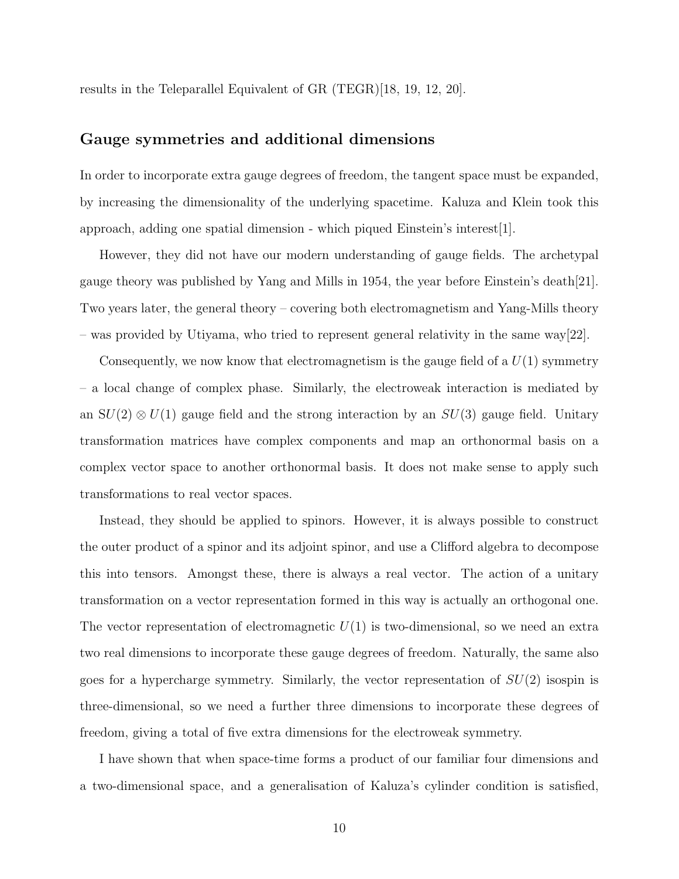results in the Teleparallel Equivalent of GR (TEGR)[18, 19, 12, 20].

## Gauge symmetries and additional dimensions

In order to incorporate extra gauge degrees of freedom, the tangent space must be expanded, by increasing the dimensionality of the underlying spacetime. Kaluza and Klein took this approach, adding one spatial dimension - which piqued Einstein's interest[1].

However, they did not have our modern understanding of gauge fields. The archetypal gauge theory was published by Yang and Mills in 1954, the year before Einstein's death[21]. Two years later, the general theory – covering both electromagnetism and Yang-Mills theory – was provided by Utiyama, who tried to represent general relativity in the same way[22].

Consequently, we now know that electromagnetism is the gauge field of a $U(1)$ symmetry – a local change of complex phase. Similarly, the electroweak interaction is mediated by an $\mathrm{SU}(2) \otimes U(1)$ gauge field and the strong interaction by an $SU(3)$ gauge field. Unitary transformation matrices have complex components and map an orthonormal basis on a complex vector space to another orthonormal basis. It does not make sense to apply such transformations to real vector spaces.

Instead, they should be applied to spinors. However, it is always possible to construct the outer product of a spinor and its adjoint spinor, and use a Clifford algebra to decompose this into tensors. Amongst these, there is always a real vector. The action of a unitary transformation on a vector representation formed in this way is actually an orthogonal one. The vector representation of electromagnetic $U(1)$ is two-dimensional, so we need an extra two real dimensions to incorporate these gauge degrees of freedom. Naturally, the same also goes for a hypercharge symmetry. Similarly, the vector representation of $SU(2)$ isospin is three-dimensional, so we need a further three dimensions to incorporate these degrees of freedom, giving a total of five extra dimensions for the electroweak symmetry.

I have shown that when space-time forms a product of our familiar four dimensions and a two-dimensional space, and a generalisation of Kaluza's cylinder condition is satisfied,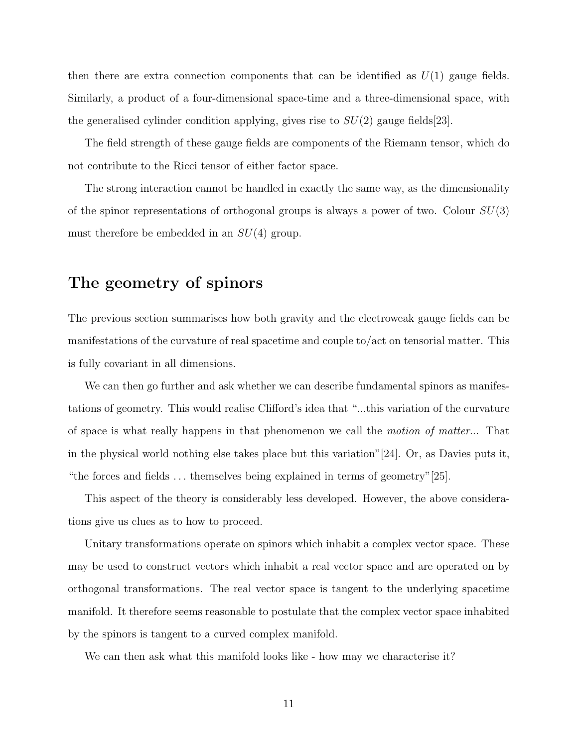then there are extra connection components that can be identified as $U(1)$ gauge fields. Similarly, a product of a four-dimensional space-time and a three-dimensional space, with the generalised cylinder condition applying, gives rise to $SU(2)$ gauge fields[23].

The field strength of these gauge fields are components of the Riemann tensor, which do not contribute to the Ricci tensor of either factor space.

The strong interaction cannot be handled in exactly the same way, as the dimensionality of the spinor representations of orthogonal groups is always a power of two. Colour $SU(3)$ must therefore be embedded in an $SU(4)$ group.

## The geometry of spinors

The previous section summarises how both gravity and the electroweak gauge fields can be manifestations of the curvature of real spacetime and couple to/act on tensorial matter. This is fully covariant in all dimensions.

We can then go further and ask whether we can describe fundamental spinors as manifestations of geometry. This would realise Clifford's idea that "...this variation of the curvature of space is what really happens in that phenomenon we call the *motion of matter*... That in the physical world nothing else takes place but this variation"[24]. Or, as Davies puts it, "the forces and fields ... themselves being explained in terms of geometry"[25].

This aspect of the theory is considerably less developed. However, the above considerations give us clues as to how to proceed.

Unitary transformations operate on spinors which inhabit a complex vector space. These may be used to construct vectors which inhabit a real vector space and are operated on by orthogonal transformations. The real vector space is tangent to the underlying spacetime manifold. It therefore seems reasonable to postulate that the complex vector space inhabited by the spinors is tangent to a curved complex manifold.

We can then ask what this manifold looks like - how may we characterise it?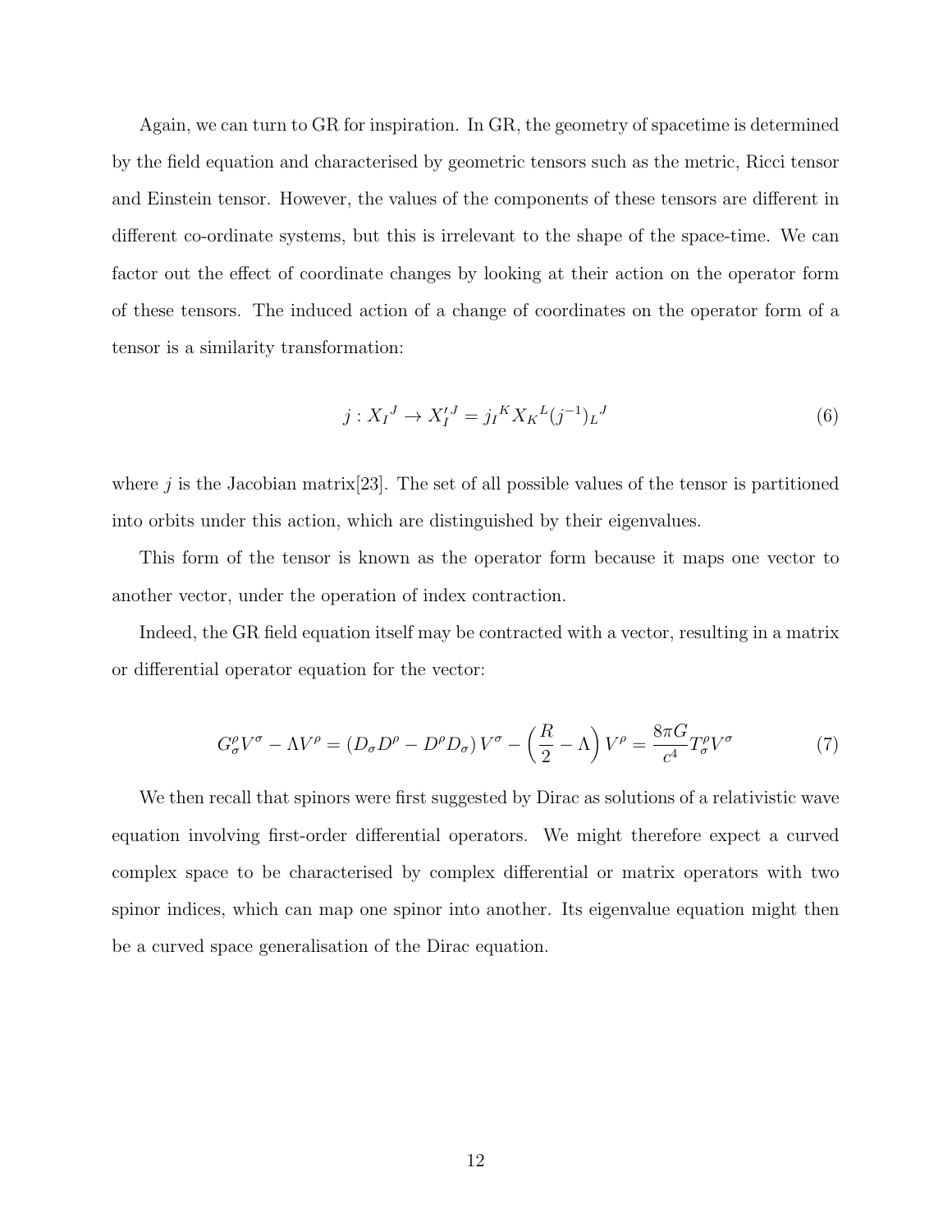Again, we can turn to GR for inspiration. In GR, the geometry of spacetime is determined by the field equation and characterised by geometric tensors such as the metric, Ricci tensor and Einstein tensor. However, the values of the components of these tensors are different in different co-ordinate systems, but this is irrelevant to the shape of the space-time. We can factor out the effect of coordinate changes by looking at their action on the operator form of these tensors. The induced action of a change of coordinates on the operator form of a tensor is a similarity transformation:

$$j : X_I{}^J \to X_I'{}^J = j_I{}^K X_K{}^L (j^{-1})_L{}^J \tag{6}$$

where $j$ is the Jacobian matrix[23]. The set of all possible values of the tensor is partitioned into orbits under this action, which are distinguished by their eigenvalues.

This form of the tensor is known as the operator form because it maps one vector to another vector, under the operation of index contraction.

Indeed, the GR field equation itself may be contracted with a vector, resulting in a matrix or differential operator equation for the vector:

$$G^\rho_\sigma V^\sigma - \Lambda V^\rho = \left(D_\sigma D^\rho - D^\rho D_\sigma\right) V^\sigma - \left(\frac{R}{2} - \Lambda\right) V^\rho = \frac{8\pi G}{c^4} T^\rho_\sigma V^\sigma \tag{7}$$

We then recall that spinors were first suggested by Dirac as solutions of a relativistic wave equation involving first-order differential operators. We might therefore expect a curved complex space to be characterised by complex differential or matrix operators with two spinor indices, which can map one spinor into another. Its eigenvalue equation might then be a curved space generalisation of the Dirac equation.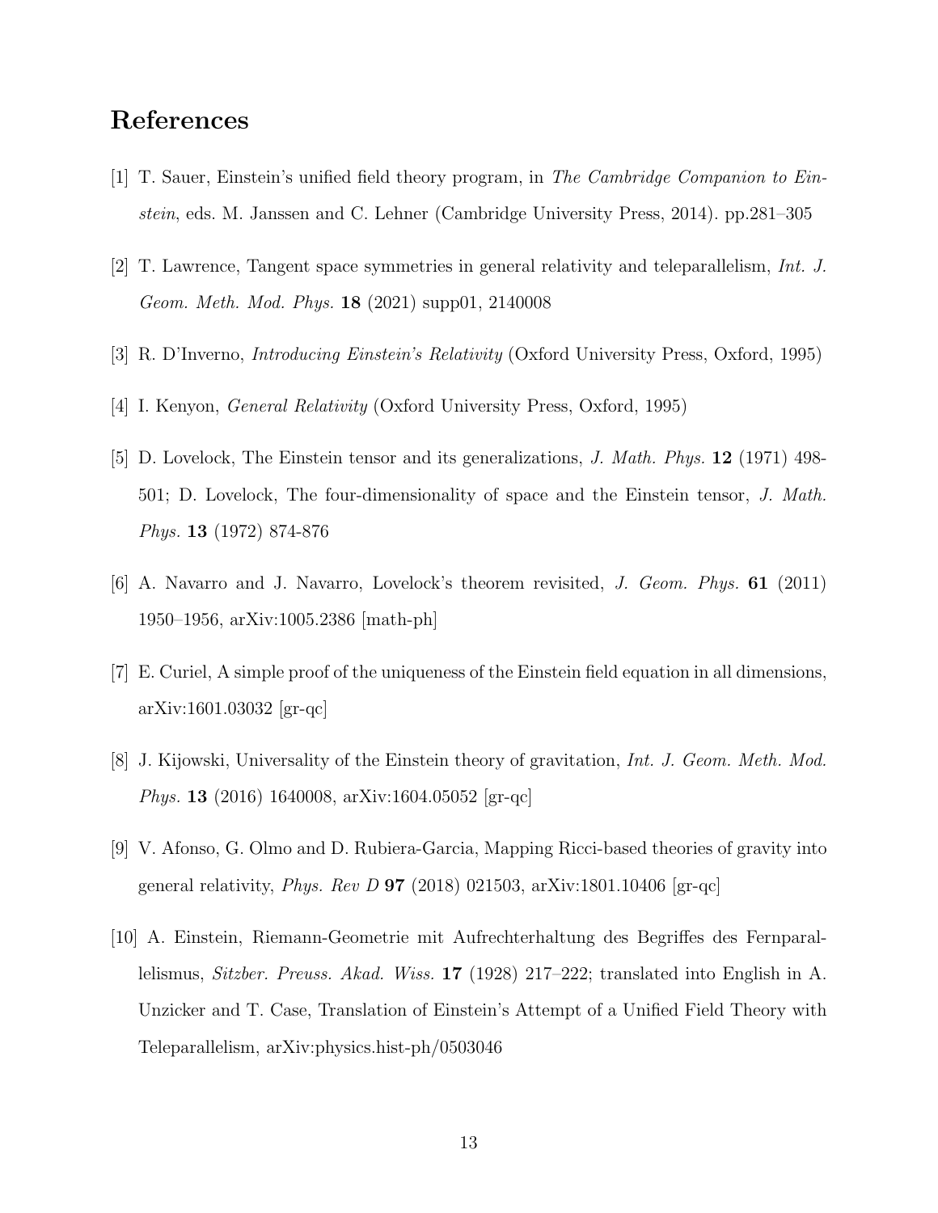# References

[1] T. Sauer, Einstein's unified field theory program, in *The Cambridge Companion to Einstein*, eds. M. Janssen and C. Lehner (Cambridge University Press, 2014). pp.281–305

[2] T. Lawrence, Tangent space symmetries in general relativity and teleparallelism, *Int. J. Geom. Meth. Mod. Phys.* **18** (2021) supp01, 2140008

[3] R. D'Inverno, *Introducing Einstein's Relativity* (Oxford University Press, Oxford, 1995)

[4] I. Kenyon, *General Relativity* (Oxford University Press, Oxford, 1995)

[5] D. Lovelock, The Einstein tensor and its generalizations, *J. Math. Phys.* **12** (1971) 498-501; D. Lovelock, The four-dimensionality of space and the Einstein tensor, *J. Math. Phys.* **13** (1972) 874-876

[6] A. Navarro and J. Navarro, Lovelock's theorem revisited, *J. Geom. Phys.* **61** (2011) 1950–1956, arXiv:1005.2386 [math-ph]

[7] E. Curiel, A simple proof of the uniqueness of the Einstein field equation in all dimensions, arXiv:1601.03032 [gr-qc]

[8] J. Kijowski, Universality of the Einstein theory of gravitation, *Int. J. Geom. Meth. Mod. Phys.* **13** (2016) 1640008, arXiv:1604.05052 [gr-qc]

[9] V. Afonso, G. Olmo and D. Rubiera-Garcia, Mapping Ricci-based theories of gravity into general relativity, *Phys. Rev D* **97** (2018) 021503, arXiv:1801.10406 [gr-qc]

[10] A. Einstein, Riemann-Geometrie mit Aufrechterhaltung des Begriffes des Fernparallelismus, *Sitzber. Preuss. Akad. Wiss.* **17** (1928) 217–222; translated into English in A. Unzicker and T. Case, Translation of Einstein's Attempt of a Unified Field Theory with Teleparallelism, arXiv:physics.hist-ph/0503046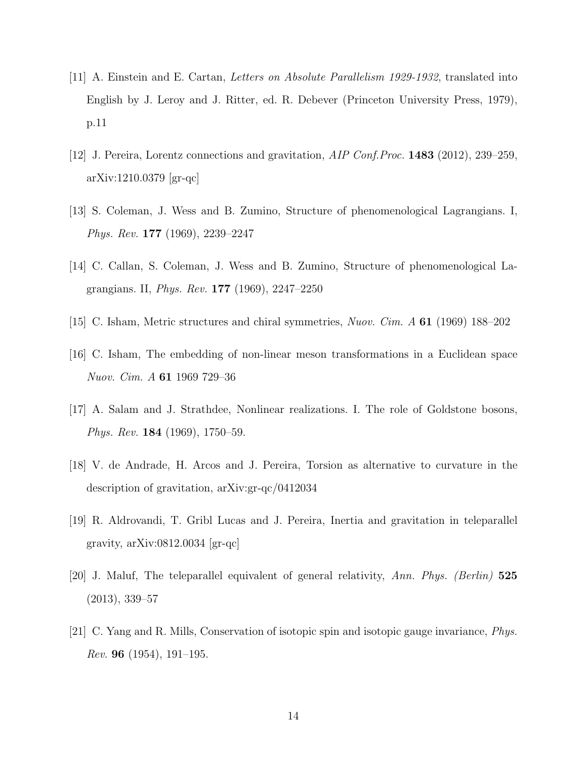[11] A. Einstein and E. Cartan, *Letters on Absolute Parallelism 1929-1932*, translated into English by J. Leroy and J. Ritter, ed. R. Debever (Princeton University Press, 1979), p.11

[12] J. Pereira, Lorentz connections and gravitation, *AIP Conf.Proc.* **1483** (2012), 239–259, arXiv:1210.0379 [gr-qc]

[13] S. Coleman, J. Wess and B. Zumino, Structure of phenomenological Lagrangians. I, *Phys. Rev.* **177** (1969), 2239–2247

[14] C. Callan, S. Coleman, J. Wess and B. Zumino, Structure of phenomenological Lagrangians. II, *Phys. Rev.* **177** (1969), 2247–2250

[15] C. Isham, Metric structures and chiral symmetries, *Nuov. Cim. A* **61** (1969) 188–202

[16] C. Isham, The embedding of non-linear meson transformations in a Euclidean space *Nuov. Cim. A* **61** 1969 729–36

[17] A. Salam and J. Strathdee, Nonlinear realizations. I. The role of Goldstone bosons, *Phys. Rev.* **184** (1969), 1750–59.

[18] V. de Andrade, H. Arcos and J. Pereira, Torsion as alternative to curvature in the description of gravitation, arXiv:gr-qc/0412034

[19] R. Aldrovandi, T. Gribl Lucas and J. Pereira, Inertia and gravitation in teleparallel gravity, arXiv:0812.0034 [gr-qc]

[20] J. Maluf, The teleparallel equivalent of general relativity, *Ann. Phys. (Berlin)* **525** (2013), 339–57

[21] C. Yang and R. Mills, Conservation of isotopic spin and isotopic gauge invariance, *Phys. Rev.* **96** (1954), 191–195.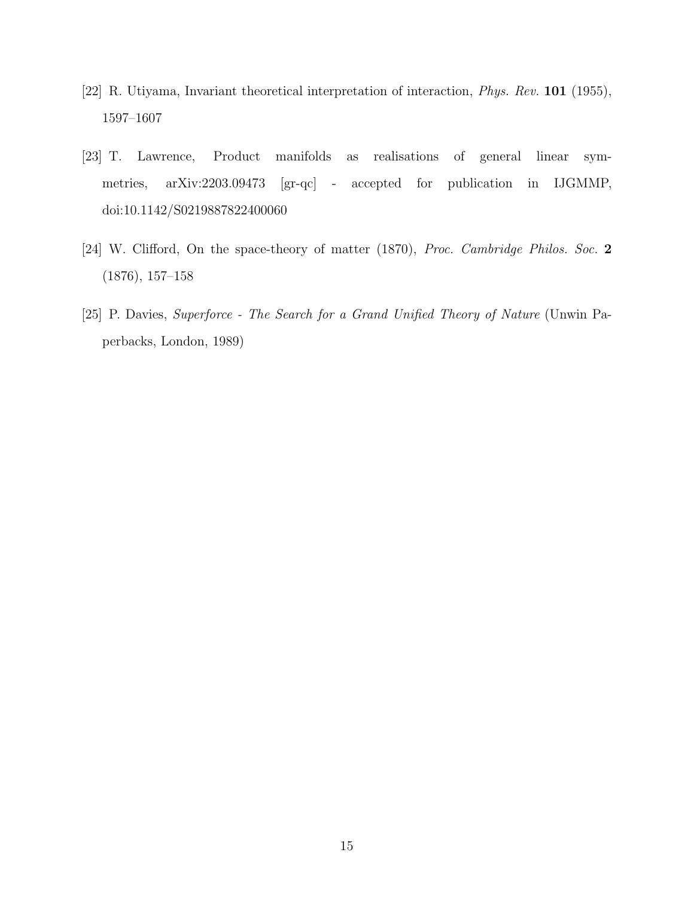[22] R. Utiyama, Invariant theoretical interpretation of interaction, *Phys. Rev.* **101** (1955), 1597–1607

[23] T. Lawrence, Product manifolds as realisations of general linear symmetries, arXiv:2203.09473 [gr-qc] - accepted for publication in IJGMMP, doi:10.1142/S0219887822400060

[24] W. Clifford, On the space-theory of matter (1870), *Proc. Cambridge Philos. Soc.* **2** (1876), 157–158

[25] P. Davies, *Superforce - The Search for a Grand Unified Theory of Nature* (Unwin Paperbacks, London, 1989)